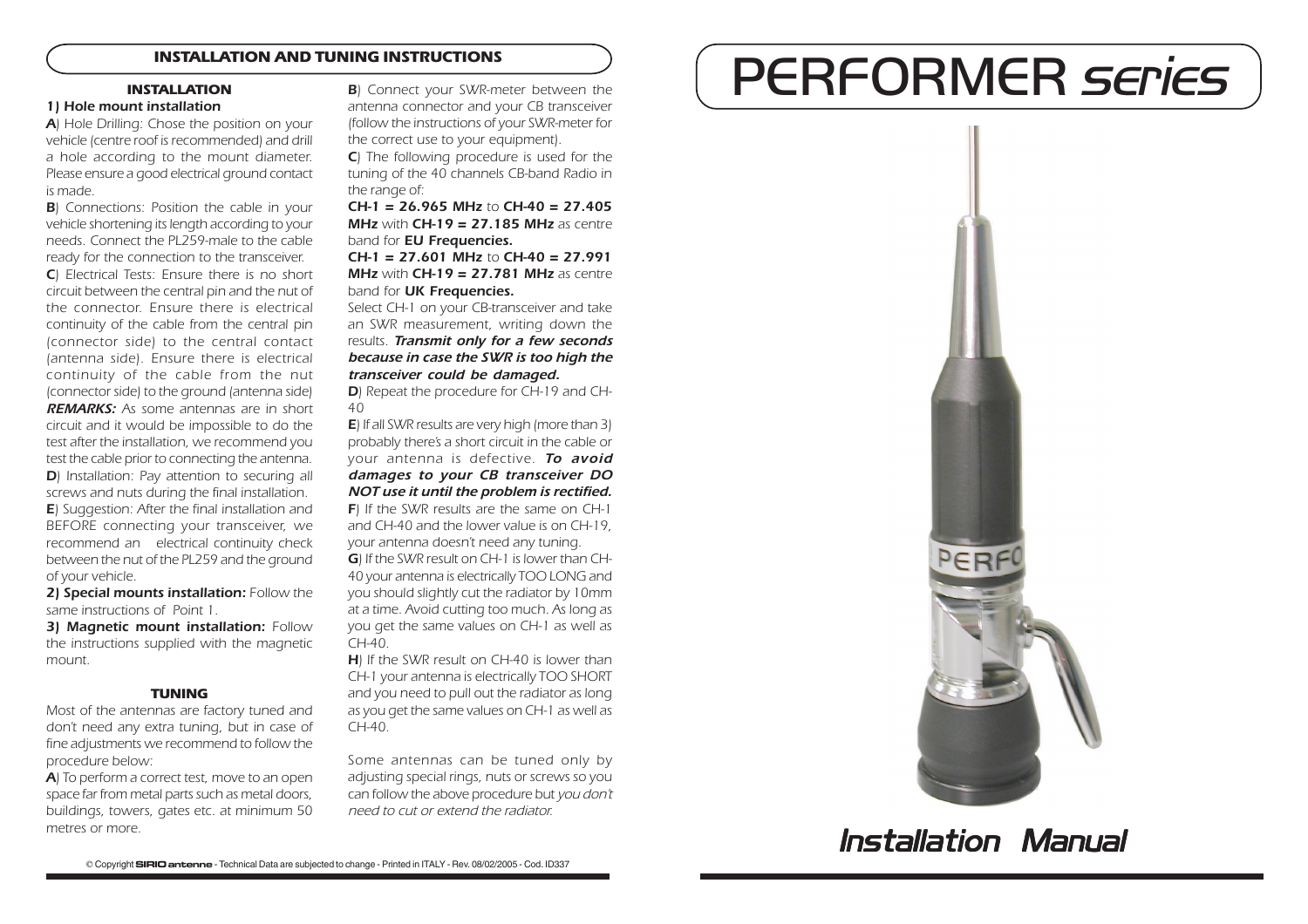# INSTALLATION AND TUNING INSTRUCTIONS

## INSTALLATION

### 1) Hole mount installation

***A**) Hole Drilling: Chose the position on your vehicle (centre roof is recommended) and drill a hole according to the mount diameter. Please ensure a good electrical ground contact is made.*

***B**) Connections: Position the cable in your vehicle shortening its length according to your needs. Connect the PL259-male to the cable ready for the connection to the transceiver.*

***C**) Electrical Tests: Ensure there is no short circuit between the central pin and the nut of the connector. Ensure there is electrical continuity of the cable from the central pin (connector side) to the central contact (antenna side). Ensure there is electrical continuity of the cable from the nut (connector side) to the ground (antenna side)*

***REMARKS:** As some antennas are in short circuit and it would be impossible to do the test after the installation, we recommend you test the cable prior to connecting the antenna.*

***D**) Installation: Pay attention to securing all screws and nuts during the final installation.*

***E**) Suggestion: After the final installation and BEFORE connecting your transceiver, we recommend an electrical continuity check between the nut of the PL259 and the ground of your vehicle.*

***2) Special mounts installation:** Follow the same instructions of Point 1.*

***3) Magnetic mount installation:** Follow the instructions supplied with the magnetic mount.*

## TUNING

*Most of the antennas are factory tuned and don't need any extra tuning, but in case of fine adjustments we recommend to follow the procedure below:*

***A**) To perform a correct test, move to an open space far from metal parts such as metal doors, buildings, towers, gates etc. at minimum 50 metres or more.*

***B**) Connect your SWR-meter between the antenna connector and your CB transceiver (follow the instructions of your SWR-meter for the correct use to your equipment).*

***C**) The following procedure is used for the tuning of the 40 channels CB-band Radio in the range of:*

***CH-1 = 26.965 MHz** to **CH-40 = 27.405 MHz** with **CH-19 = 27.185 MHz** as centre band for **EU Frequencies.***

***CH-1 = 27.601 MHz** to **CH-40 = 27.991 MHz** with **CH-19 = 27.781 MHz** as centre band for **UK Frequencies.***

*Select CH-1 on your CB-transceiver and take an SWR measurement, writing down the results. **Transmit only for a few seconds because in case the SWR is too high the transceiver could be damaged.***

***D**) Repeat the procedure for CH-19 and CH-40*

***E**) If all SWR results are very high (more than 3) probably there's a short circuit in the cable or your antenna is defective. **To avoid damages to your CB transceiver DO NOT use it until the problem is rectified.***

***F**) If the SWR results are the same on CH-1 and CH-40 and the lower value is on CH-19, your antenna doesn't need any tuning.*

***G**) If the SWR result on CH-1 is lower than CH-40 your antenna is electrically TOO LONG and you should slightly cut the radiator by 10mm at a time. Avoid cutting too much. As long as you get the same values on CH-1 as well as CH-40.*

***H**) If the SWR result on CH-40 is lower than CH-1 your antenna is electrically TOO SHORT and you need to pull out the radiator as long as you get the same values on CH-1 as well as CH-40.*

*Some antennas can be tuned only by adjusting special rings, nuts or screws so you can follow the above procedure but you don't need to cut or extend the radiator.*

© Copyright **SIRIO antenne** - Technical Data are subjected to change - Printed in ITALY - Rev. 08/02/2005 - Cod. ID337

# PERFORMER *series*

## *Installation Manual*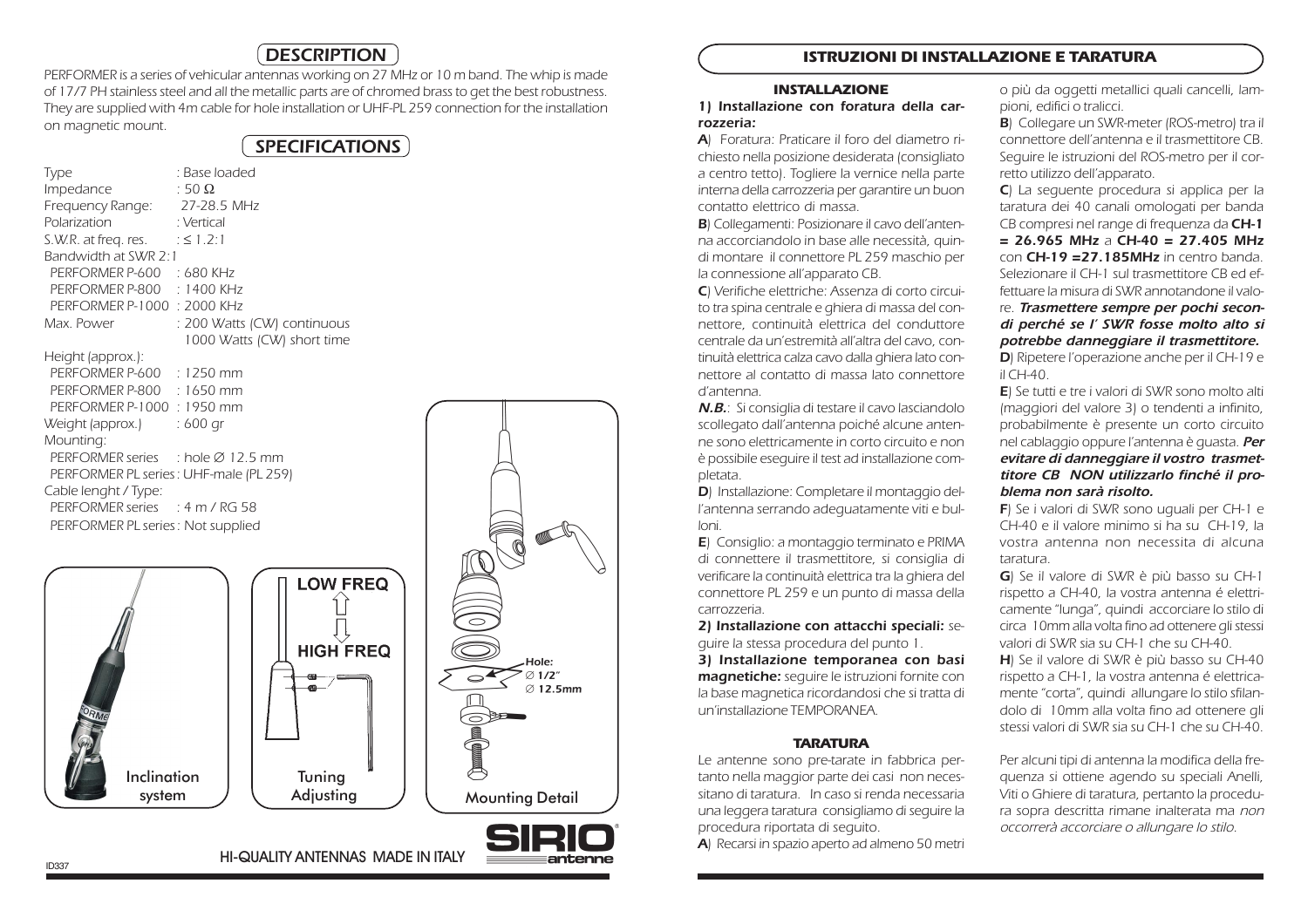## DESCRIPTION

*PERFORMER is a series of vehicular antennas working on 27 MHz or 10 m band. The whip is made of 17/7 PH stainless steel and all the metallic parts are of chromed brass to get the best robustness. They are supplied with 4m cable for hole installation or UHF-PL 259 connection for the installation on magnetic mount.*

## SPECIFICATIONS

| | |
|---|---|
| Type | : Base loaded |
| Impedance | : 50 Ω |
| Frequency Range: | 27-28.5 MHz |
| Polarization | : Vertical |
| S.W.R. at freq. res. | : ≤ 1.2:1 |
| Bandwidth at SWR 2:1 | |
| PERFORMER P-600 | : 680 KHz |
| PERFORMER P-800 | : 1400 KHz |
| PERFORMER P-1000 | : 2000 KHz |
| Max. Power | : 200 Watts (CW) continuous<br>1000 Watts (CW) short time |
| Height (approx.): | |
| PERFORMER P-600 | : 1250 mm |
| PERFORMER P-800 | : 1650 mm |
| PERFORMER P-1000 | : 1950 mm |
| Weight (approx.) | : 600 gr |
| Mounting: | |
| PERFORMER series | : hole ∅ 12.5 mm |
| PERFORMER PL series | : UHF-male (PL 259) |
| Cable lenght / Type: | |
| PERFORMER series | : 4 m / RG 58 |
| PERFORMER PL series | : Not supplied |

Inclination system

LOW FREQ

HIGH FREQ

Tuning Adjusting

Hole:
∅ 1/2"
∅ 12.5mm

Mounting Detail

HI-QUALITY ANTENNAS MADE IN ITALY

SIRIO antenne

## ISTRUZIONI DI INSTALLAZIONE E TARATURA

### INSTALLAZIONE

**1) Installazione con foratura della carrozzeria:**

**A**) Foratura: Praticare il foro del diametro richiesto nella posizione desiderata (consigliato a centro tetto). Togliere la vernice nella parte interna della carrozzeria per garantire un buon contatto elettrico di massa.

**B**) Collegamenti: Posizionare il cavo dell'antenna accorciandolo in base alle necessità, quindi montare il connettore PL 259 maschio per la connessione all'apparato CB.

**C**) Verifiche elettriche: Assenza di corto circuito tra spina centrale e ghiera di massa del connettore, continuità elettrica del conduttore centrale da un'estremità all'altra del cavo, continuità elettrica calza cavo dalla ghiera lato connettore al contatto di massa lato connettore d'antenna.

***N.B.***: Si consiglia di testare il cavo lasciandolo scollegato dall'antenna poiché alcune antenne sono elettricamente in corto circuito e non è possibile eseguire il test ad installazione completata.

**D**) Installazione: Completare il montaggio dell'antenna serrando adeguatamente viti e bulloni.

**E**) Consiglio: a montaggio terminato e PRIMA di connettere il trasmettitore, si consiglia di verificare la continuità elettrica tra la ghiera del connettore PL 259 e un punto di massa della carrozzeria.

**2) Installazione con attacchi speciali:** seguire la stessa procedura del punto 1.

**3) Installazione temporanea con basi magnetiche:** seguire le istruzioni fornite con la base magnetica ricordandosi che si tratta di un'installazione TEMPORANEA.

### TARATURA

Le antenne sono pre-tarate in fabbrica pertanto nella maggior parte dei casi non necessitano di taratura. In caso si renda necessaria una leggera taratura consigliamo di seguire la procedura riportata di seguito.

**A**) Recarsi in spazio aperto ad almeno 50 metri o più da oggetti metallici quali cancelli, lampioni, edifici o tralicci.

**B**) Collegare un SWR-meter (ROS-metro) tra il connettore dell'antenna e il trasmettitore CB. Seguire le istruzioni del ROS-metro per il corretto utilizzo dell'apparato.

**C**) La seguente procedura si applica per la taratura dei 40 canali omologati per banda CB compresi nel range di frequenza da **CH-1 = 26.965 MHz** a **CH-40 = 27.405 MHz** con **CH-19 =27.185MHz** in centro banda. Selezionare il CH-1 sul trasmettitore CB ed effettuare la misura di SWR annotandone il valore. ***Trasmettere sempre per pochi secondi perché se l' SWR fosse molto alto si potrebbe danneggiare il trasmettitore.***

**D**) Ripetere l'operazione anche per il CH-19 e il CH-40.

**E**) Se tutti e tre i valori di SWR sono molto alti (maggiori del valore 3) o tendenti a infinito, probabilmente è presente un corto circuito nel cablaggio oppure l'antenna è guasta. ***Per evitare di danneggiare il vostro trasmettitore CB NON utilizzarlo finché il problema non sarà risolto.***

**F**) Se i valori di SWR sono uguali per CH-1 e CH-40 e il valore minimo si ha su CH-19, la vostra antenna non necessita di alcuna taratura.

**G**) Se il valore di SWR è più basso su CH-1 rispetto a CH-40, la vostra antenna é elettricamente "lunga", quindi accorciare lo stilo di circa 10mm alla volta fino ad ottenere gli stessi valori di SWR sia su CH-1 che su CH-40.

**H**) Se il valore di SWR è più basso su CH-40 rispetto a CH-1, la vostra antenna é elettricamente "corta", quindi allungare lo stilo sfilandolo di 10mm alla volta fino ad ottenere gli stessi valori di SWR sia su CH-1 che su CH-40.

Per alcuni tipi di antenna la modifica della frequenza si ottiene agendo su speciali Anelli, Viti o Ghiere di taratura, pertanto la procedura sopra descritta rimane inalterata ma *non occorrerà accorciare o allungare lo stilo.*